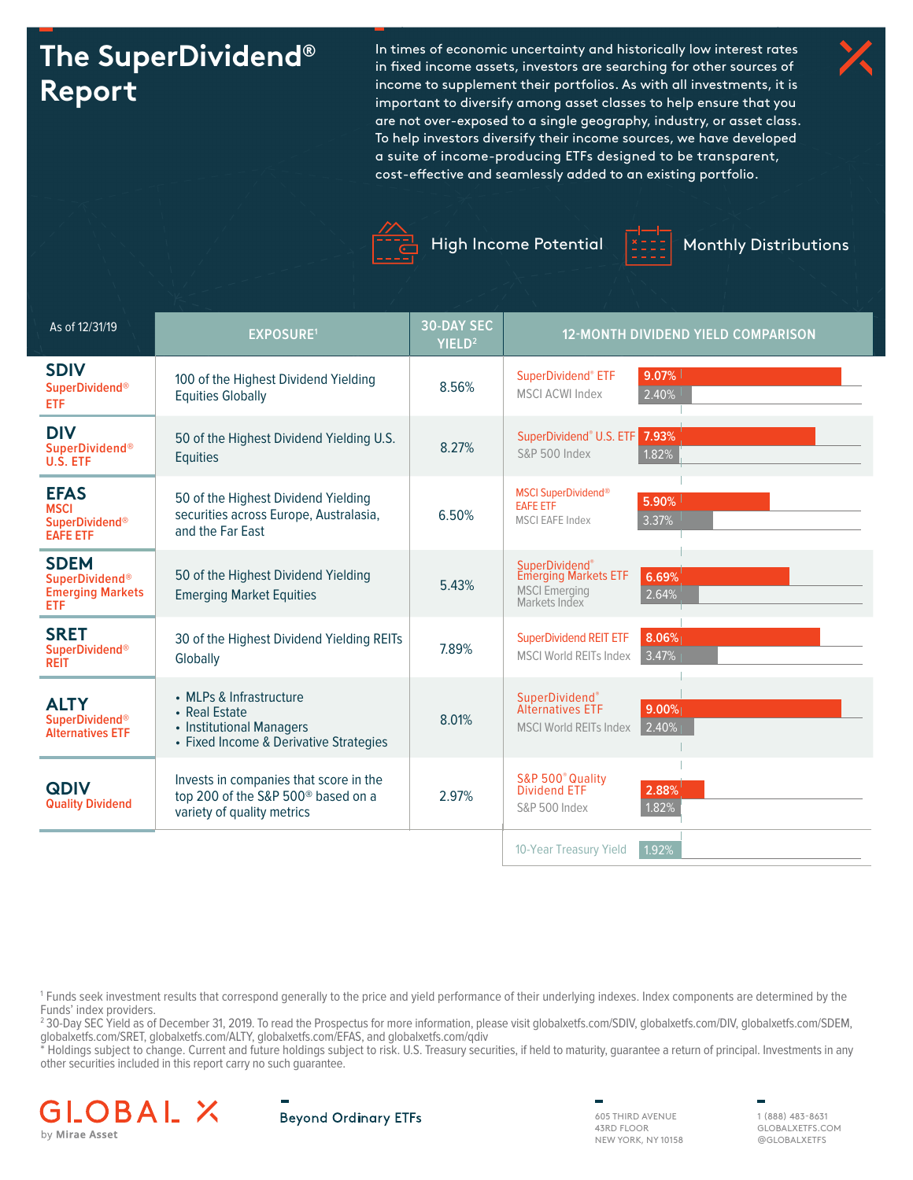# The SuperDividend® Report

In times of economic uncertainty and historically low interest rates in fixed income assets, investors are searching for other sources of income to supplement their portfolios. As with all investments, it is important to diversify among asset classes to help ensure that you are not over-exposed to a single geography, industry, or asset class. To help investors diversify their income sources, we have developed a suite of income-producing ETFs designed to be transparent, cost-effective and seamlessly added to an existing portfolio.

- High Income Potential
- Monthly Distributions

| As of 12/31/19 | EXPOSURE[1] | 30-DAY SEC YIELD[2] | 12-MONTH DIVIDEND YIELD COMPARISON | |
|---|---|---|---|---|
| **SDIV** SuperDividend® ETF | 100 of the Highest Dividend Yielding Equities Globally | 8.56% | SuperDividend® ETF | 9.07% |
| | | | MSCI ACWI Index | 2.40% |
| **DIV** SuperDividend® U.S. ETF | 50 of the Highest Dividend Yielding U.S. Equities | 8.27% | SuperDividend® U.S. ETF | 7.93% |
| | | | S&P 500 Index | 1.82% |
| **EFAS** MSCI SuperDividend® EAFE ETF | 50 of the Highest Dividend Yielding securities across Europe, Australasia, and the Far East | 6.50% | MSCI SuperDividend® EAFE ETF | 5.90% |
| | | | MSCI EAFE Index | 3.37% |
| **SDEM** SuperDividend® Emerging Markets ETF | 50 of the Highest Dividend Yielding Emerging Market Equities | 5.43% | SuperDividend® Emerging Markets ETF | 6.69% |
| | | | MSCI Emerging Markets Index | 2.64% |
| **SRET** SuperDividend® REIT | 30 of the Highest Dividend Yielding REITs Globally | 7.89% | SuperDividend REIT ETF | 8.06% |
| | | | MSCI World REITs Index | 3.47% |
| **ALTY** SuperDividend® Alternatives ETF | • MLPs & Infrastructure • Real Estate • Institutional Managers • Fixed Income & Derivative Strategies | 8.01% | SuperDividend® Alternatives ETF | 9.00% |
| | | | MSCI World REITs Index | 2.40% |
| **QDIV** Quality Dividend | Invests in companies that score in the top 200 of the S&P 500® based on a variety of quality metrics | 2.97% | S&P 500® Quality Dividend ETF | 2.88% |
| | | | S&P 500 Index | 1.82% |
| | | | 10-Year Treasury Yield | 1.92% |

[1] Funds seek investment results that correspond generally to the price and yield performance of their underlying indexes. Index components are determined by the Funds' index providers.

[2] 30-Day SEC Yield as of December 31, 2019. To read the Prospectus for more information, please visit globalxetfs.com/SDIV, globalxetfs.com/DIV, globalxetfs.com/SDEM, globalxetfs.com/SRET, globalxetfs.com/ALTY, globalxetfs.com/EFAS, and globalxetfs.com/qdiv

* Holdings subject to change. Current and future holdings subject to risk. U.S. Treasury securities, if held to maturity, guarantee a return of principal. Investments in any other securities included in this report carry no such guarantee.

GLOBAL X by Mirae Asset

Beyond Ordinary ETFs

605 THIRD AVENUE
43RD FLOOR
NEW YORK, NY 10158

1 (888) 483-8631
GLOBALXETFS.COM
@GLOBALXETFS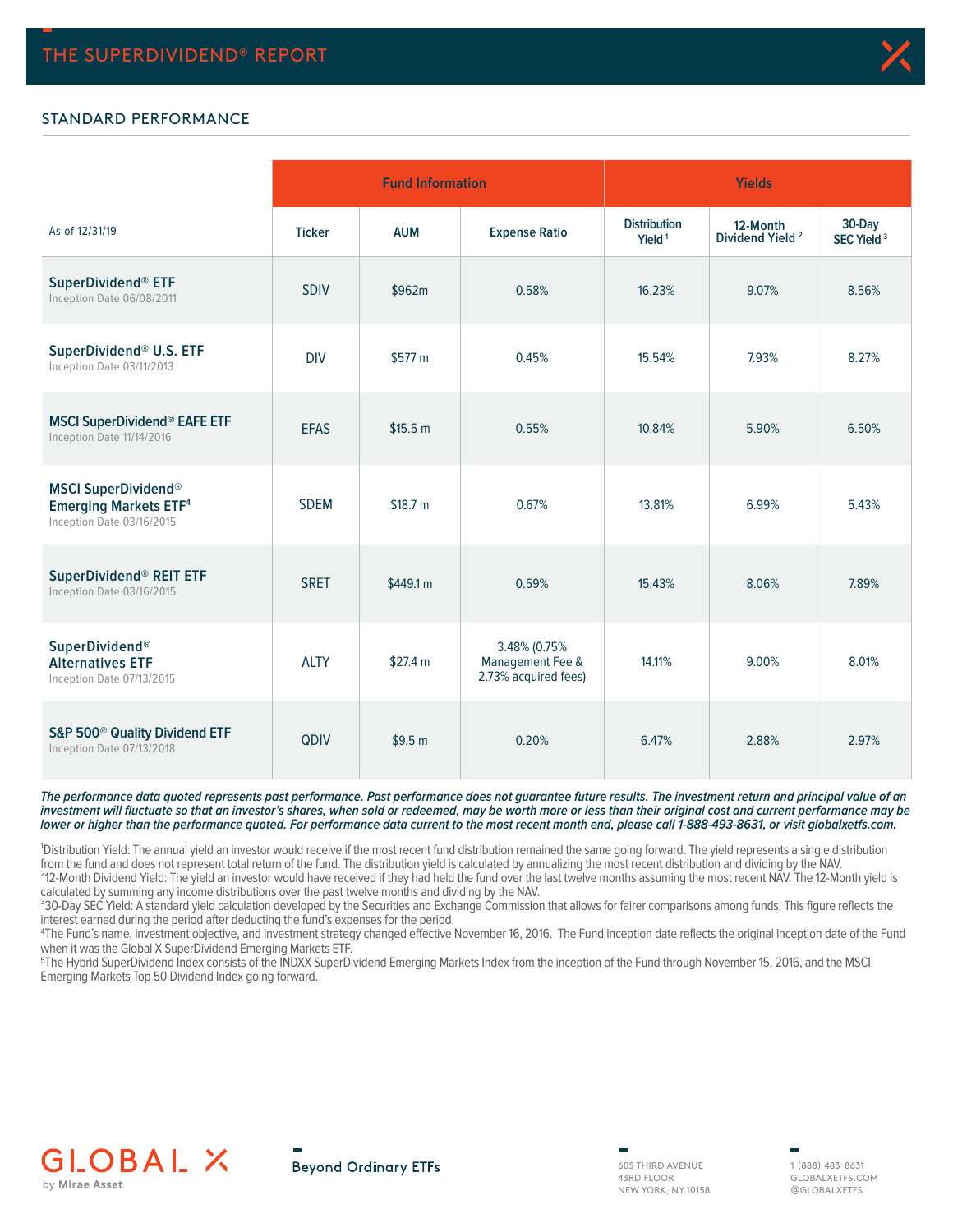## STANDARD PERFORMANCE

| As of 12/31/19 | Fund Information | | | Yields | | |
|---|---|---|---|---|---|---|
| | Ticker | AUM | Expense Ratio | Distribution Yield [1] | 12-Month Dividend Yield [2] | 30-Day SEC Yield [3] |
| **SuperDividend® ETF** Inception Date 06/08/2011 | SDIV | $962m | 0.58% | 16.23% | 9.07% | 8.56% |
| **SuperDividend® U.S. ETF** Inception Date 03/11/2013 | DIV | $577 m | 0.45% | 15.54% | 7.93% | 8.27% |
| **MSCI SuperDividend® EAFE ETF** Inception Date 11/14/2016 | EFAS | $15.5 m | 0.55% | 10.84% | 5.90% | 6.50% |
| **MSCI SuperDividend® Emerging Markets ETF[4]** Inception Date 03/16/2015 | SDEM | $18.7 m | 0.67% | 13.81% | 6.99% | 5.43% |
| **SuperDividend® REIT ETF** Inception Date 03/16/2015 | SRET | $449.1 m | 0.59% | 15.43% | 8.06% | 7.89% |
| **SuperDividend® Alternatives ETF** Inception Date 07/13/2015 | ALTY | $27.4 m | 3.48% (0.75% Management Fee & 2.73% acquired fees) | 14.11% | 9.00% | 8.01% |
| **S&P 500® Quality Dividend ETF** Inception Date 07/13/2018 | QDIV | $9.5 m | 0.20% | 6.47% | 2.88% | 2.97% |

***The performance data quoted represents past performance. Past performance does not guarantee future results. The investment return and principal value of an investment will fluctuate so that an investor's shares, when sold or redeemed, may be worth more or less than their original cost and current performance may be lower or higher than the performance quoted. For performance data current to the most recent month end, please call 1-888-493-8631, or visit globalxetfs.com.***

[1]Distribution Yield: The annual yield an investor would receive if the most recent fund distribution remained the same going forward. The yield represents a single distribution from the fund and does not represent total return of the fund. The distribution yield is calculated by annualizing the most recent distribution and dividing by the NAV.
[2]12-Month Dividend Yield: The yield an investor would have received if they had held the fund over the last twelve months assuming the most recent NAV. The 12-Month yield is calculated by summing any income distributions over the past twelve months and dividing by the NAV.
[3]30-Day SEC Yield: A standard yield calculation developed by the Securities and Exchange Commission that allows for fairer comparisons among funds. This figure reflects the interest earned during the period after deducting the fund's expenses for the period.
[4]The Fund's name, investment objective, and investment strategy changed effective November 16, 2016. The Fund inception date reflects the original inception date of the Fund when it was the Global X SuperDividend Emerging Markets ETF.
[5]The Hybrid SuperDividend Index consists of the INDXX SuperDividend Emerging Markets Index from the inception of the Fund through November 15, 2016, and the MSCI Emerging Markets Top 50 Dividend Index going forward.

GLOBAL X by Mirae Asset

Beyond Ordinary ETFs

605 THIRD AVENUE
43RD FLOOR
NEW YORK, NY 10158

1 (888) 483-8631
GLOBALXETFS.COM
@GLOBALXETFS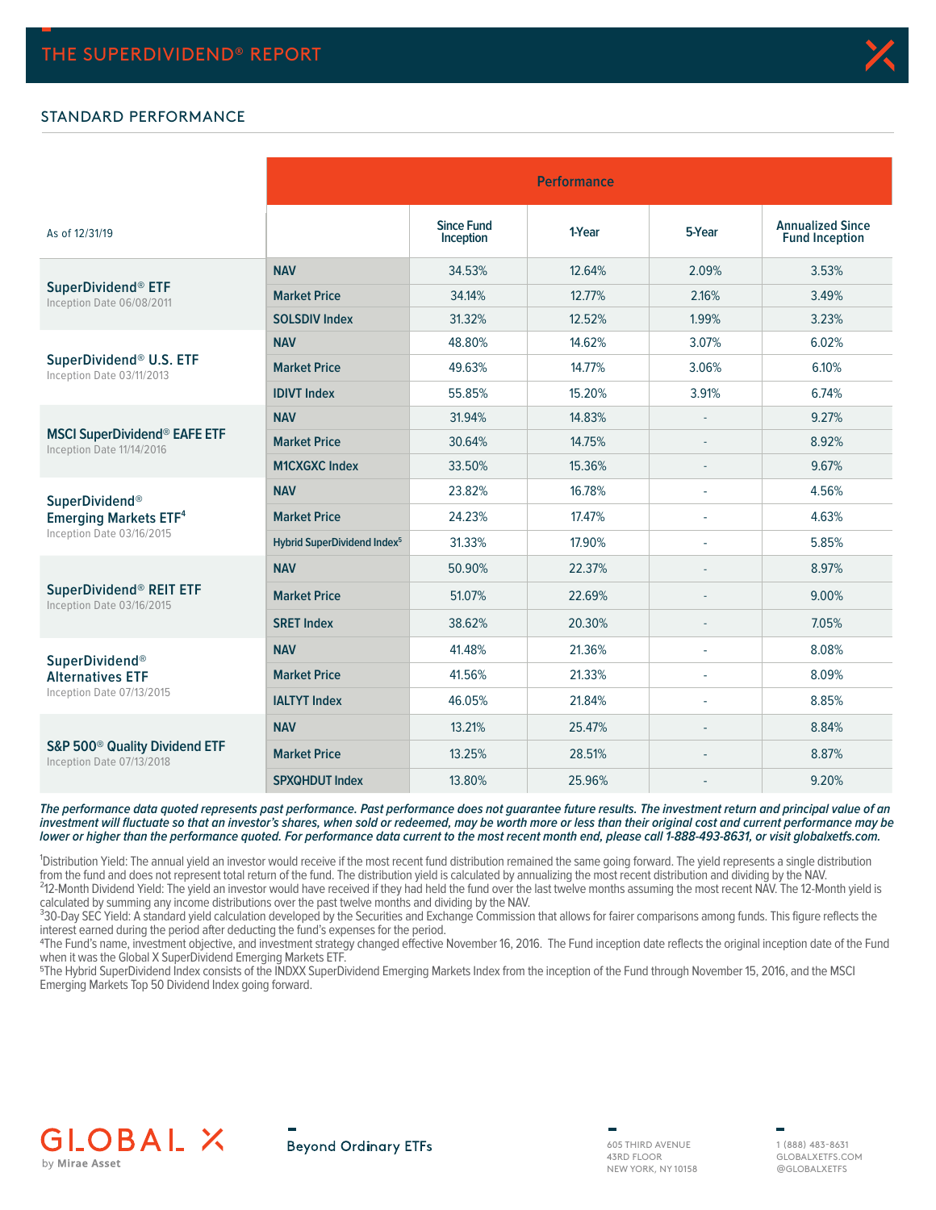# THE SUPERDIVIDEND® REPORT

## STANDARD PERFORMANCE

| As of 12/31/19 | | Performance | | | |
|---|---|---|---|---|---|
| | | Since Fund Inception | 1-Year | 5-Year | Annualized Since Fund Inception |
| **SuperDividend® ETF** Inception Date 06/08/2011 | **NAV** | 34.53% | 12.64% | 2.09% | 3.53% |
| | **Market Price** | 34.14% | 12.77% | 2.16% | 3.49% |
| | **SOLSDIV Index** | 31.32% | 12.52% | 1.99% | 3.23% |
| **SuperDividend® U.S. ETF** Inception Date 03/11/2013 | **NAV** | 48.80% | 14.62% | 3.07% | 6.02% |
| | **Market Price** | 49.63% | 14.77% | 3.06% | 6.10% |
| | **IDIVT Index** | 55.85% | 15.20% | 3.91% | 6.74% |
| **MSCI SuperDividend® EAFE ETF** Inception Date 11/14/2016 | **NAV** | 31.94% | 14.83% | - | 9.27% |
| | **Market Price** | 30.64% | 14.75% | - | 8.92% |
| | **M1CXGXC Index** | 33.50% | 15.36% | - | 9.67% |
| **SuperDividend® Emerging Markets ETF**[4] Inception Date 03/16/2015 | **NAV** | 23.82% | 16.78% | - | 4.56% |
| | **Market Price** | 24.23% | 17.47% | - | 4.63% |
| | **Hybrid SuperDividend Index**[5] | 31.33% | 17.90% | - | 5.85% |
| **SuperDividend® REIT ETF** Inception Date 03/16/2015 | **NAV** | 50.90% | 22.37% | - | 8.97% |
| | **Market Price** | 51.07% | 22.69% | - | 9.00% |
| | **SRET Index** | 38.62% | 20.30% | - | 7.05% |
| **SuperDividend® Alternatives ETF** Inception Date 07/13/2015 | **NAV** | 41.48% | 21.36% | - | 8.08% |
| | **Market Price** | 41.56% | 21.33% | - | 8.09% |
| | **IALTYT Index** | 46.05% | 21.84% | - | 8.85% |
| **S&P 500® Quality Dividend ETF** Inception Date 07/13/2018 | **NAV** | 13.21% | 25.47% | - | 8.84% |
| | **Market Price** | 13.25% | 28.51% | - | 8.87% |
| | **SPXQHDUT Index** | 13.80% | 25.96% | - | 9.20% |

***The performance data quoted represents past performance. Past performance does not guarantee future results. The investment return and principal value of an investment will fluctuate so that an investor's shares, when sold or redeemed, may be worth more or less than their original cost and current performance may be lower or higher than the performance quoted. For performance data current to the most recent month end, please call 1-888-493-8631, or visit globalxetfs.com.***

[1]Distribution Yield: The annual yield an investor would receive if the most recent fund distribution remained the same going forward. The yield represents a single distribution from the fund and does not represent total return of the fund. The distribution yield is calculated by annualizing the most recent distribution and dividing by the NAV.

[2]12-Month Dividend Yield: The yield an investor would have received if they had held the fund over the last twelve months assuming the most recent NAV. The 12-Month yield is calculated by summing any income distributions over the past twelve months and dividing by the NAV.

[3]30-Day SEC Yield: A standard yield calculation developed by the Securities and Exchange Commission that allows for fairer comparisons among funds. This figure reflects the interest earned during the period after deducting the fund's expenses for the period.

[4]The Fund's name, investment objective, and investment strategy changed effective November 16, 2016. The Fund inception date reflects the original inception date of the Fund when it was the Global X SuperDividend Emerging Markets ETF.

[5]The Hybrid SuperDividend Index consists of the INDXX SuperDividend Emerging Markets Index from the inception of the Fund through November 15, 2016, and the MSCI Emerging Markets Top 50 Dividend Index going forward.

GLOBAL X by Mirae Asset

Beyond Ordinary ETFs

605 THIRD AVENUE
43RD FLOOR
NEW YORK, NY 10158

1 (888) 483-8631
GLOBALXETFS.COM
@GLOBALXETFS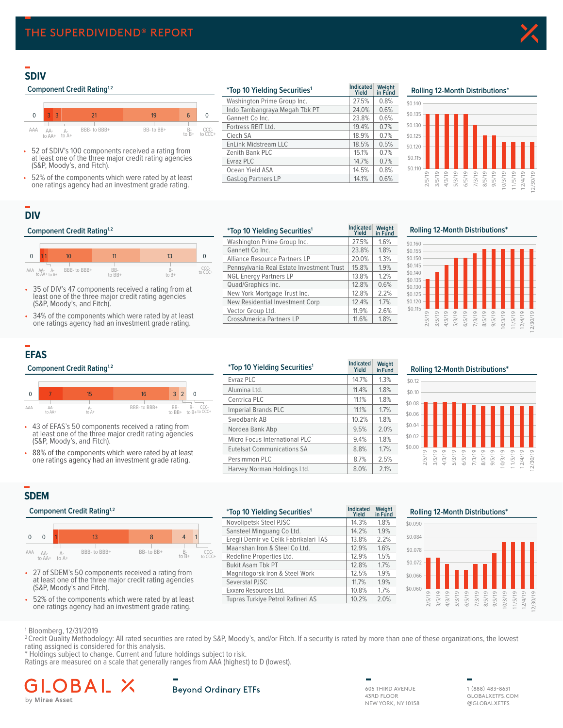# THE SUPERDIVIDEND® REPORT

## SDIV

### Component Credit Rating[1,2]

| AAA | AA- to AA+ | A- to A+ | BBB- to BBB+ | BB- to BB+ | B- to B+ | CCC- to CCC+ |
|---|---|---|---|---|---|---|
| 0 | 3 | 3 | 21 | 19 | 6 | 0 |

- 52 of SDIV's 100 components received a rating from at least one of the three major credit rating agencies (S&P, Moody's, and Fitch).
- 52% of the components which were rated by at least one ratings agency had an investment grade rating.

| *Top 10 Yielding Securities[1] | Indicated Yield | Weight in Fund |
|---|---|---|
| Washington Prime Group Inc. | 27.5% | 0.8% |
| Indo Tambangraya Megah Tbk PT | 24.0% | 0.6% |
| Gannett Co Inc. | 23.8% | 0.6% |
| Fortress REIT Ltd. | 19.4% | 0.7% |
| Ciech SA | 18.9% | 0.7% |
| EnLink Midstream LLC | 18.5% | 0.5% |
| Zenith Bank PLC | 15.1% | 0.7% |
| Evraz PLC | 14.7% | 0.7% |
| Ocean Yield ASA | 14.5% | 0.8% |
| GasLog Partners LP | 14.1% | 0.6% |

### Rolling 12-Month Distributions*

## DIV

### Component Credit Rating[1,2]

| AAA | AA- to AA+ | A- to A+ | BBB- to BBB+ | BB- to BB+ | B- to B+ | CCC- to CCC+ |
|---|---|---|---|---|---|---|
| 0 | 1 | 1 | 10 | 11 | 13 | 0 |

- 35 of DIV's 47 components received a rating from at least one of the three major credit rating agencies (S&P, Moody's, and Fitch).
- 34% of the components which were rated by at least one ratings agency had an investment grade rating.

| *Top 10 Yielding Securities[1] | Indicated Yield | Weight in Fund |
|---|---|---|
| Washington Prime Group Inc. | 27.5% | 1.6% |
| Gannett Co Inc. | 23.8% | 1.8% |
| Alliance Resource Partners LP | 20.0% | 1.3% |
| Pennsylvania Real Estate Investment Trust | 15.8% | 1.9% |
| NGL Energy Partners LP | 13.8% | 1.2% |
| Quad/Graphics Inc. | 12.8% | 0.6% |
| New York Mortgage Trust Inc. | 12.8% | 2.2% |
| New Residential Investment Corp | 12.4% | 1.7% |
| Vector Group Ltd. | 11.9% | 2.6% |
| CrossAmerica Partners LP | 11.6% | 1.8% |

### Rolling 12-Month Distributions*

## EFAS

### Component Credit Rating[1,2]

| AAA | AA- to AA+ | A- to A+ | BBB- to BBB+ | BB- to BB+ | B- to B+ | CCC- to CCC+ |
|---|---|---|---|---|---|---|
| 0 | 7 | 15 | 16 | 3 | 2 | 0 |

- 43 of EFAS's 50 components received a rating from at least one of the three major credit rating agencies (S&P, Moody's, and Fitch).
- 88% of the components which were rated by at least one ratings agency had an investment grade rating.

| *Top 10 Yielding Securities[1] | Indicated Yield | Weight in Fund |
|---|---|---|
| Evraz PLC | 14.7% | 1.3% |
| Alumina Ltd. | 11.4% | 1.8% |
| Centrica PLC | 11.1% | 1.8% |
| Imperial Brands PLC | 11.1% | 1.7% |
| Swedbank AB | 10.2% | 1.8% |
| Nordea Bank Abp | 9.5% | 2.0% |
| Micro Focus International PLC | 9.4% | 1.8% |
| Eutelsat Communications SA | 8.8% | 1.7% |
| Persimmon PLC | 8.7% | 2.5% |
| Harvey Norman Holdings Ltd. | 8.0% | 2.1% |

### Rolling 12-Month Distributions*

## SDEM

### Component Credit Rating[1,2]

| AAA | AA- to AA+ | A- to A+ | BBB- to BBB+ | BB- to BB+ | B- to B+ | CCC- to CCC+ |
|---|---|---|---|---|---|---|
| 0 | 0 | 1 | 13 | 8 | 4 | 1 |

- 27 of SDEM's 50 components received a rating from at least one of the three major credit rating agencies (S&P, Moody's, and Fitch).
- 52% of the components which were rated by at least one ratings agency had an investment grade rating.

| *Top 10 Yielding Securities[1] | Indicated Yield | Weight in Fund |
|---|---|---|
| Novolipetsk Steel PJSC | 14.3% | 1.8% |
| Sansteel Minguang Co Ltd. | 14.2% | 1.9% |
| Eregli Demir ve Celik Fabrikalari TAS | 13.8% | 2.2% |
| Maanshan Iron & Steel Co Ltd. | 12.9% | 1.6% |
| Redefine Properties Ltd. | 12.9% | 1.5% |
| Bukit Asam Tbk PT | 12.8% | 1.7% |
| Magnitogorsk Iron & Steel Work | 12.5% | 1.9% |
| Severstal PJSC | 11.7% | 1.9% |
| Exxaro Resources Ltd. | 10.8% | 1.7% |
| Tupras Turkiye Petrol Rafineri AS | 10.2% | 2.0% |

### Rolling 12-Month Distributions*

[1] Bloomberg, 12/31/2019

[2] Credit Quality Methodology: All rated securities are rated by S&P, Moody's, and/or Fitch. If a security is rated by more than one of these organizations, the lowest rating assigned is considered for this analysis.

* Holdings subject to change. Current and future holdings subject to risk.

Ratings are measured on a scale that generally ranges from AAA (highest) to D (lowest).

GLOBAL X by Mirae Asset

Beyond Ordinary ETFs

605 THIRD AVENUE
43RD FLOOR
NEW YORK, NY 10158

1 (888) 483-8631
GLOBALXETFS.COM
@GLOBALXETFS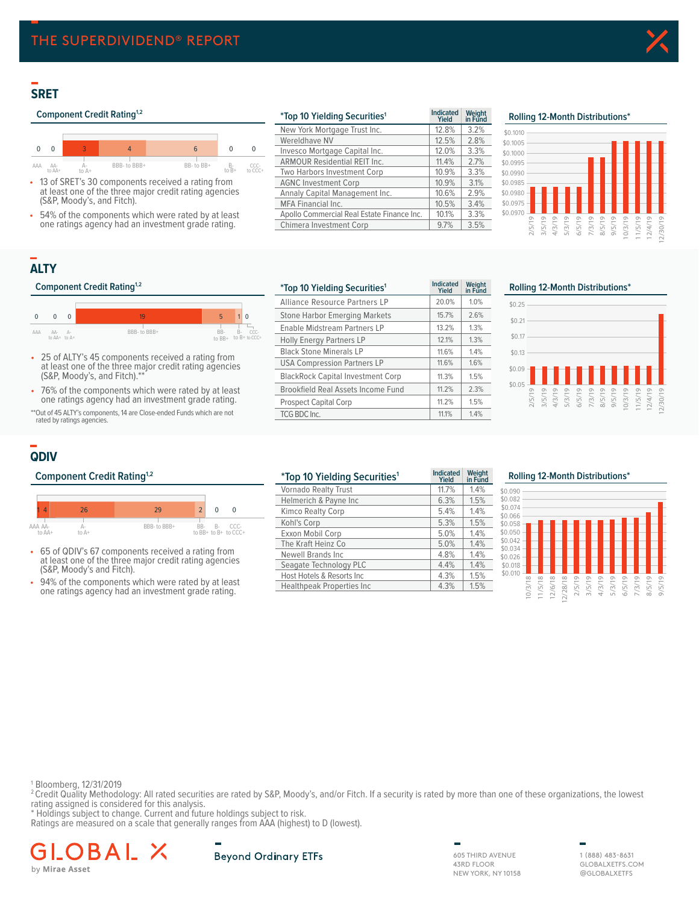## SRET

### Component Credit Rating[1,2]

| AAA | AA- to AA+ | A- to A+ | BBB- to BBB+ | BB- to BB+ | B- to B+ | CCC- to CCC+ |
|---|---|---|---|---|---|---|
| 0 | 0 | 3 | 4 | 6 | 0 | 0 |

- 13 of SRET's 30 components received a rating from at least one of the three major credit rating agencies (S&P, Moody's, and Fitch).
- 54% of the components which were rated by at least one ratings agency had an investment grade rating.

### *Top 10 Yielding Securities[1]

| | Indicated Yield | Weight in Fund |
|---|---|---|
| New York Mortgage Trust Inc. | 12.8% | 3.2% |
| Wereldhave NV | 12.5% | 2.8% |
| Invesco Mortgage Capital Inc. | 12.0% | 3.3% |
| ARMOUR Residential REIT Inc. | 11.4% | 2.7% |
| Two Harbors Investment Corp | 10.9% | 3.3% |
| AGNC Investment Corp | 10.9% | 3.1% |
| Annaly Capital Management Inc. | 10.6% | 2.9% |
| MFA Financial Inc. | 10.5% | 3.4% |
| Apollo Commercial Real Estate Finance Inc. | 10.1% | 3.3% |
| Chimera Investment Corp | 9.7% | 3.5% |

### Rolling 12-Month Distributions*

## ALTY

### Component Credit Rating[1,2]

| AAA | AA- to AA+ | A- to A+ | BBB- to BBB+ | BB- to BB+ | B- to B+ | CCC- to CCC+ |
|---|---|---|---|---|---|---|
| 0 | 0 | 0 | 19 | 5 | 1 | 0 |

- 25 of ALTY's 45 components received a rating from at least one of the three major credit rating agencies (S&P, Moody's, and Fitch).**
- 76% of the components which were rated by at least one ratings agency had an investment grade rating.

**Out of 45 ALTY's components, 14 are Close-ended Funds which are not rated by ratings agencies.

### *Top 10 Yielding Securities[1]

| | Indicated Yield | Weight in Fund |
|---|---|---|
| Alliance Resource Partners LP | 20.0% | 1.0% |
| Stone Harbor Emerging Markets | 15.7% | 2.6% |
| Enable Midstream Partners LP | 13.2% | 1.3% |
| Holly Energy Partners LP | 12.1% | 1.3% |
| Black Stone Minerals LP | 11.6% | 1.4% |
| USA Compression Partners LP | 11.6% | 1.6% |
| BlackRock Capital Investment Corp | 11.3% | 1.5% |
| Brookfield Real Assets Income Fund | 11.2% | 2.3% |
| Prospect Capital Corp | 11.2% | 1.5% |
| TCG BDC Inc. | 11.1% | 1.4% |

### Rolling 12-Month Distributions*

## QDIV

### Component Credit Rating[1,2]

| AAA | AA- to AA+ | A- to A+ | BBB- to BBB+ | BB- to BB+ | B- to B+ | CCC- to CCC+ |
|---|---|---|---|---|---|---|
| 1 | 4 | 26 | 29 | 2 | 0 | 0 |

- 65 of QDIV's 67 components received a rating from at least one of the three major credit rating agencies (S&P, Moody's and Fitch).
- 94% of the components which were rated by at least one ratings agency had an investment grade rating.

### *Top 10 Yielding Securities[1]

| | Indicated Yield | Weight in Fund |
|---|---|---|
| Vornado Realty Trust | 11.7% | 1.4% |
| Helmerich & Payne Inc | 6.3% | 1.5% |
| Kimco Realty Corp | 5.4% | 1.4% |
| Kohl's Corp | 5.3% | 1.5% |
| Exxon Mobil Corp | 5.0% | 1.4% |
| The Kraft Heinz Co | 5.0% | 1.4% |
| Newell Brands Inc | 4.8% | 1.4% |
| Seagate Technology PLC | 4.4% | 1.4% |
| Host Hotels & Resorts Inc | 4.3% | 1.5% |
| Healthpeak Properties Inc | 4.3% | 1.5% |

### Rolling 12-Month Distributions*

[1] Bloomberg, 12/31/2019
[2] Credit Quality Methodology: All rated securities are rated by S&P, Moody's, and/or Fitch. If a security is rated by more than one of these organizations, the lowest rating assigned is considered for this analysis.
* Holdings subject to change. Current and future holdings subject to risk.
Ratings are measured on a scale that generally ranges from AAA (highest) to D (lowest).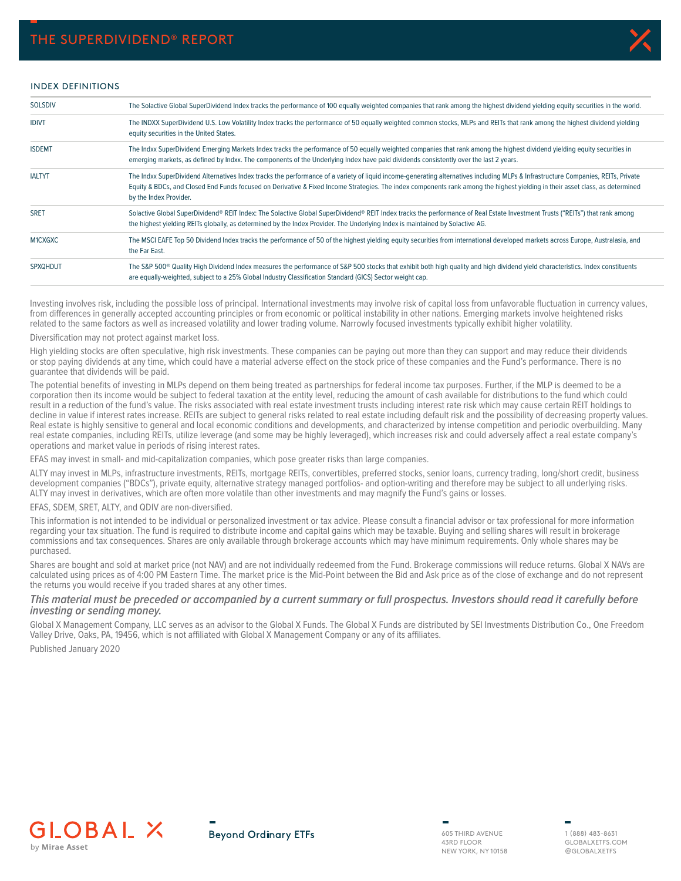## INDEX DEFINITIONS

| | |
|---|---|
| SOLSDIV | The Solactive Global SuperDividend Index tracks the performance of 100 equally weighted companies that rank among the highest dividend yielding equity securities in the world. |
| IDIVT | The INDXX SuperDividend U.S. Low Volatility Index tracks the performance of 50 equally weighted common stocks, MLPs and REITs that rank among the highest dividend yielding equity securities in the United States. |
| ISDEMT | The Indxx SuperDividend Emerging Markets Index tracks the performance of 50 equally weighted companies that rank among the highest dividend yielding equity securities in emerging markets, as defined by Indxx. The components of the Underlying Index have paid dividends consistently over the last 2 years. |
| IALTYT | The Indxx SuperDividend Alternatives Index tracks the performance of a variety of liquid income-generating alternatives including MLPs & Infrastructure Companies, REITs, Private Equity & BDCs, and Closed End Funds focused on Derivative & Fixed Income Strategies. The index components rank among the highest yielding in their asset class, as determined by the Index Provider. |
| SRET | Solactive Global SuperDividend® REIT Index: The Solactive Global SuperDividend® REIT Index tracks the performance of Real Estate Investment Trusts ("REITs") that rank among the highest yielding REITs globally, as determined by the Index Provider. The Underlying Index is maintained by Solactive AG. |
| M1CXGXC | The MSCI EAFE Top 50 Dividend Index tracks the performance of 50 of the highest yielding equity securities from international developed markets across Europe, Australasia, and the Far East. |
| SPXQHDUT | The S&P 500® Quality High Dividend Index measures the performance of S&P 500 stocks that exhibit both high quality and high dividend yield characteristics. Index constituents are equally-weighted, subject to a 25% Global Industry Classification Standard (GICS) Sector weight cap. |

Investing involves risk, including the possible loss of principal. International investments may involve risk of capital loss from unfavorable fluctuation in currency values, from differences in generally accepted accounting principles or from economic or political instability in other nations. Emerging markets involve heightened risks related to the same factors as well as increased volatility and lower trading volume. Narrowly focused investments typically exhibit higher volatility.

Diversification may not protect against market loss.

High yielding stocks are often speculative, high risk investments. These companies can be paying out more than they can support and may reduce their dividends or stop paying dividends at any time, which could have a material adverse effect on the stock price of these companies and the Fund's performance. There is no guarantee that dividends will be paid.

The potential benefits of investing in MLPs depend on them being treated as partnerships for federal income tax purposes. Further, if the MLP is deemed to be a corporation then its income would be subject to federal taxation at the entity level, reducing the amount of cash available for distributions to the fund which could result in a reduction of the fund's value. The risks associated with real estate investment trusts including interest rate risk which may cause certain REIT holdings to decline in value if interest rates increase. REITs are subject to general risks related to real estate including default risk and the possibility of decreasing property values. Real estate is highly sensitive to general and local economic conditions and developments, and characterized by intense competition and periodic overbuilding. Many real estate companies, including REITs, utilize leverage (and some may be highly leveraged), which increases risk and could adversely affect a real estate company's operations and market value in periods of rising interest rates.

EFAS may invest in small- and mid-capitalization companies, which pose greater risks than large companies.

ALTY may invest in MLPs, infrastructure investments, REITs, mortgage REITs, convertibles, preferred stocks, senior loans, currency trading, long/short credit, business development companies ("BDCs"), private equity, alternative strategy managed portfolios- and option-writing and therefore may be subject to all underlying risks. ALTY may invest in derivatives, which are often more volatile than other investments and may magnify the Fund's gains or losses.

EFAS, SDEM, SRET, ALTY, and QDIV are non-diversified.

This information is not intended to be individual or personalized investment or tax advice. Please consult a financial advisor or tax professional for more information regarding your tax situation. The fund is required to distribute income and capital gains which may be taxable. Buying and selling shares will result in brokerage commissions and tax consequences. Shares are only available through brokerage accounts which may have minimum requirements. Only whole shares may be purchased.

Shares are bought and sold at market price (not NAV) and are not individually redeemed from the Fund. Brokerage commissions will reduce returns. Global X NAVs are calculated using prices as of 4:00 PM Eastern Time. The market price is the Mid-Point between the Bid and Ask price as of the close of exchange and do not represent the returns you would receive if you traded shares at any other times.

***This material must be preceded or accompanied by a current summary or full prospectus. Investors should read it carefully before investing or sending money.***

Global X Management Company, LLC serves as an advisor to the Global X Funds. The Global X Funds are distributed by SEI Investments Distribution Co., One Freedom Valley Drive, Oaks, PA, 19456, which is not affiliated with Global X Management Company or any of its affiliates.

Published January 2020

GLOBAL X by Mirae Asset

Beyond Ordinary ETFs

605 THIRD AVENUE
43RD FLOOR
NEW YORK, NY 10158

1 (888) 483-8631
GLOBALXETFS.COM
@GLOBALXETFS